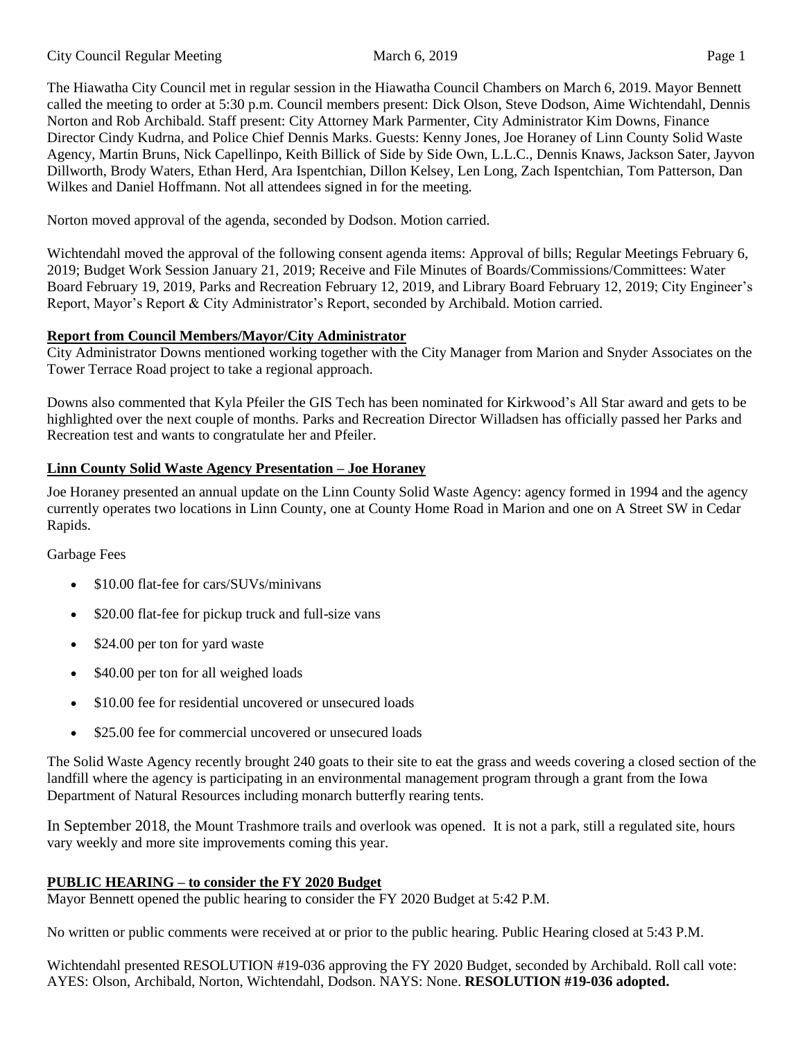The Hiawatha City Council met in regular session in the Hiawatha Council Chambers on March 6, 2019. Mayor Bennett called the meeting to order at 5:30 p.m. Council members present: Dick Olson, Steve Dodson, Aime Wichtendahl, Dennis Norton and Rob Archibald. Staff present: City Attorney Mark Parmenter, City Administrator Kim Downs, Finance Director Cindy Kudrna, and Police Chief Dennis Marks. Guests: Kenny Jones, Joe Horaney of Linn County Solid Waste Agency, Martin Bruns, Nick Capellinpo, Keith Billick of Side by Side Own, L.L.C., Dennis Knaws, Jackson Sater, Jayvon Dillworth, Brody Waters, Ethan Herd, Ara Ispentchian, Dillon Kelsey, Len Long, Zach Ispentchian, Tom Patterson, Dan Wilkes and Daniel Hoffmann. Not all attendees signed in for the meeting.

Norton moved approval of the agenda, seconded by Dodson. Motion carried.

Wichtendahl moved the approval of the following consent agenda items: Approval of bills; Regular Meetings February 6, 2019; Budget Work Session January 21, 2019; Receive and File Minutes of Boards/Commissions/Committees: Water Board February 19, 2019, Parks and Recreation February 12, 2019, and Library Board February 12, 2019; City Engineer's Report, Mayor's Report & City Administrator's Report, seconded by Archibald. Motion carried.

**Report from Council Members/Mayor/City Administrator**

City Administrator Downs mentioned working together with the City Manager from Marion and Snyder Associates on the Tower Terrace Road project to take a regional approach.

Downs also commented that Kyla Pfeiler the GIS Tech has been nominated for Kirkwood's All Star award and gets to be highlighted over the next couple of months. Parks and Recreation Director Willadsen has officially passed her Parks and Recreation test and wants to congratulate her and Pfeiler.

**Linn County Solid Waste Agency Presentation – Joe Horaney**

Joe Horaney presented an annual update on the Linn County Solid Waste Agency: agency formed in 1994 and the agency currently operates two locations in Linn County, one at County Home Road in Marion and one on A Street SW in Cedar Rapids.

Garbage Fees

- $10.00 flat-fee for cars/SUVs/minivans
- $20.00 flat-fee for pickup truck and full-size vans
- $24.00 per ton for yard waste
- $40.00 per ton for all weighed loads
- $10.00 fee for residential uncovered or unsecured loads
- $25.00 fee for commercial uncovered or unsecured loads

The Solid Waste Agency recently brought 240 goats to their site to eat the grass and weeds covering a closed section of the landfill where the agency is participating in an environmental management program through a grant from the Iowa Department of Natural Resources including monarch butterfly rearing tents.

In September 2018, the Mount Trashmore trails and overlook was opened. It is not a park, still a regulated site, hours vary weekly and more site improvements coming this year.

**PUBLIC HEARING – to consider the FY 2020 Budget**

Mayor Bennett opened the public hearing to consider the FY 2020 Budget at 5:42 P.M.

No written or public comments were received at or prior to the public hearing. Public Hearing closed at 5:43 P.M.

Wichtendahl presented RESOLUTION #19-036 approving the FY 2020 Budget, seconded by Archibald. Roll call vote: AYES: Olson, Archibald, Norton, Wichtendahl, Dodson. NAYS: None. **RESOLUTION #19-036 adopted.**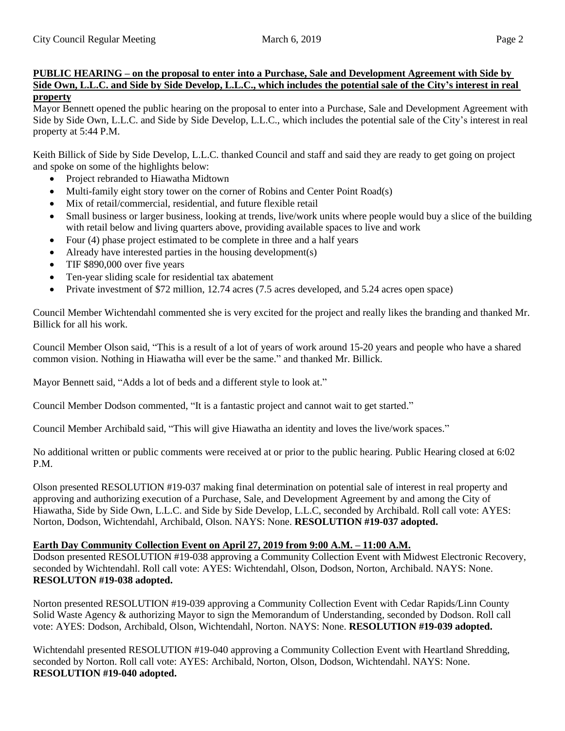**PUBLIC HEARING – on the proposal to enter into a Purchase, Sale and Development Agreement with Side by Side Own, L.L.C. and Side by Side Develop, L.L.C., which includes the potential sale of the City's interest in real property**

Mayor Bennett opened the public hearing on the proposal to enter into a Purchase, Sale and Development Agreement with Side by Side Own, L.L.C. and Side by Side Develop, L.L.C., which includes the potential sale of the City's interest in real property at 5:44 P.M.

Keith Billick of Side by Side Develop, L.L.C. thanked Council and staff and said they are ready to get going on project and spoke on some of the highlights below:

- Project rebranded to Hiawatha Midtown
- Multi-family eight story tower on the corner of Robins and Center Point Road(s)
- Mix of retail/commercial, residential, and future flexible retail
- Small business or larger business, looking at trends, live/work units where people would buy a slice of the building with retail below and living quarters above, providing available spaces to live and work
- Four (4) phase project estimated to be complete in three and a half years
- Already have interested parties in the housing development(s)
- TIF $890,000 over five years
- Ten-year sliding scale for residential tax abatement
- Private investment of $72 million, 12.74 acres (7.5 acres developed, and 5.24 acres open space)

Council Member Wichtendahl commented she is very excited for the project and really likes the branding and thanked Mr. Billick for all his work.

Council Member Olson said, "This is a result of a lot of years of work around 15-20 years and people who have a shared common vision. Nothing in Hiawatha will ever be the same." and thanked Mr. Billick.

Mayor Bennett said, "Adds a lot of beds and a different style to look at."

Council Member Dodson commented, "It is a fantastic project and cannot wait to get started."

Council Member Archibald said, "This will give Hiawatha an identity and loves the live/work spaces."

No additional written or public comments were received at or prior to the public hearing. Public Hearing closed at 6:02 P.M.

Olson presented RESOLUTION #19-037 making final determination on potential sale of interest in real property and approving and authorizing execution of a Purchase, Sale, and Development Agreement by and among the City of Hiawatha, Side by Side Own, L.L.C. and Side by Side Develop, L.L.C, seconded by Archibald. Roll call vote: AYES: Norton, Dodson, Wichtendahl, Archibald, Olson. NAYS: None. **RESOLUTION #19-037 adopted.**

**Earth Day Community Collection Event on April 27, 2019 from 9:00 A.M. – 11:00 A.M.**

Dodson presented RESOLUTION #19-038 approving a Community Collection Event with Midwest Electronic Recovery, seconded by Wichtendahl. Roll call vote: AYES: Wichtendahl, Olson, Dodson, Norton, Archibald. NAYS: None. **RESOLUTON #19-038 adopted.**

Norton presented RESOLUTION #19-039 approving a Community Collection Event with Cedar Rapids/Linn County Solid Waste Agency & authorizing Mayor to sign the Memorandum of Understanding, seconded by Dodson. Roll call vote: AYES: Dodson, Archibald, Olson, Wichtendahl, Norton. NAYS: None. **RESOLUTION #19-039 adopted.**

Wichtendahl presented RESOLUTION #19-040 approving a Community Collection Event with Heartland Shredding, seconded by Norton. Roll call vote: AYES: Archibald, Norton, Olson, Dodson, Wichtendahl. NAYS: None. **RESOLUTION #19-040 adopted.**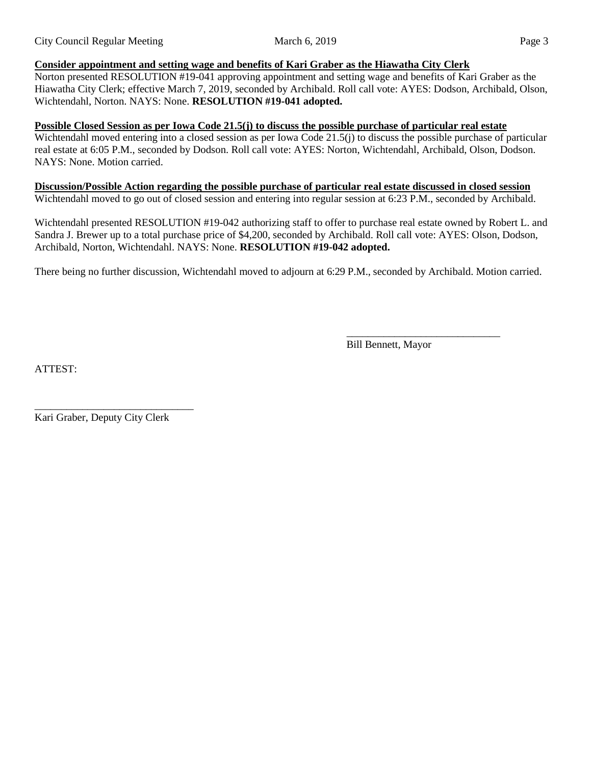**Consider appointment and setting wage and benefits of Kari Graber as the Hiawatha City Clerk**

Norton presented RESOLUTION #19-041 approving appointment and setting wage and benefits of Kari Graber as the Hiawatha City Clerk; effective March 7, 2019, seconded by Archibald. Roll call vote: AYES: Dodson, Archibald, Olson, Wichtendahl, Norton. NAYS: None. **RESOLUTION #19-041 adopted.**

**Possible Closed Session as per Iowa Code 21.5(j) to discuss the possible purchase of particular real estate**

Wichtendahl moved entering into a closed session as per Iowa Code 21.5(j) to discuss the possible purchase of particular real estate at 6:05 P.M., seconded by Dodson. Roll call vote: AYES: Norton, Wichtendahl, Archibald, Olson, Dodson. NAYS: None. Motion carried.

**Discussion/Possible Action regarding the possible purchase of particular real estate discussed in closed session**

Wichtendahl moved to go out of closed session and entering into regular session at 6:23 P.M., seconded by Archibald.

Wichtendahl presented RESOLUTION #19-042 authorizing staff to offer to purchase real estate owned by Robert L. and Sandra J. Brewer up to a total purchase price of $4,200, seconded by Archibald. Roll call vote: AYES: Olson, Dodson, Archibald, Norton, Wichtendahl. NAYS: None. **RESOLUTION #19-042 adopted.**

There being no further discussion, Wichtendahl moved to adjourn at 6:29 P.M., seconded by Archibald. Motion carried.

\_\_\_\_\_\_\_\_\_\_\_\_\_\_\_\_\_\_\_\_\_\_\_\_\_\_\_\_\_\_
Bill Bennett, Mayor

ATTEST:

\_\_\_\_\_\_\_\_\_\_\_\_\_\_\_\_\_\_\_\_\_\_\_\_\_\_\_\_\_\_
Kari Graber, Deputy City Clerk